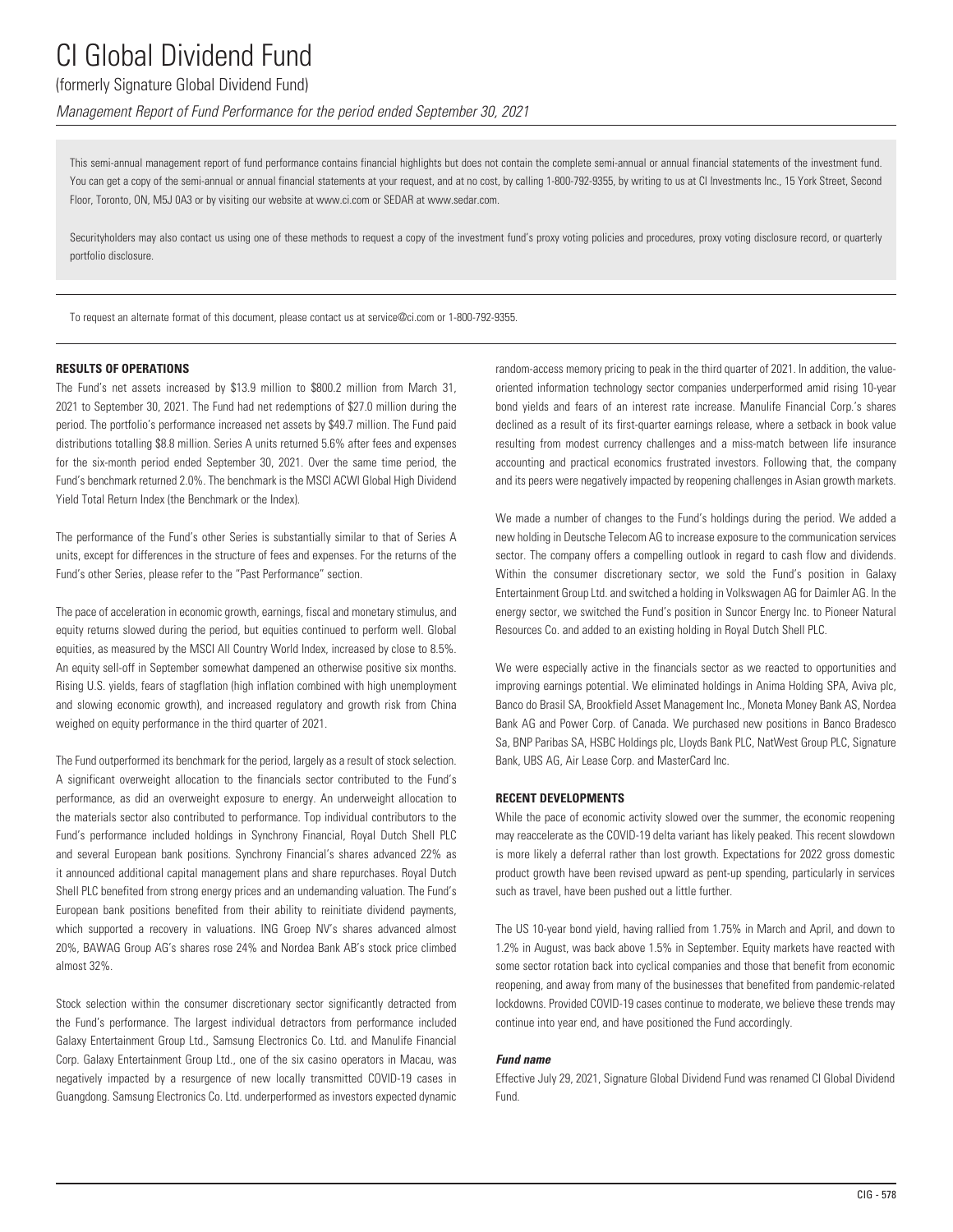# CI Global Dividend Fund

(formerly Signature Global Dividend Fund)

*Management Report of Fund Performance for the period ended September 30, 2021*

This semi-annual management report of fund performance contains financial highlights but does not contain the complete semi-annual or annual financial statements of the investment fund. You can get a copy of the semi-annual or annual financial statements at your request, and at no cost, by calling 1-800-792-9355, by writing to us at CI Investments Inc., 15 York Street, Second Floor, Toronto, ON, M5J 0A3 or by visiting our website at www.ci.com or SEDAR at www.sedar.com.

Securityholders may also contact us using one of these methods to request a copy of the investment fund's proxy voting policies and procedures, proxy voting disclosure record, or quarterly portfolio disclosure.

To request an alternate format of this document, please contact us at service@ci.com or 1-800-792-9355.

## RESULTS OF OPERATIONS

The Fund's net assets increased by $13.9 million to $800.2 million from March 31, 2021 to September 30, 2021. The Fund had net redemptions of $27.0 million during the period. The portfolio's performance increased net assets by $49.7 million. The Fund paid distributions totalling $8.8 million. Series A units returned 5.6% after fees and expenses for the six-month period ended September 30, 2021. Over the same time period, the Fund's benchmark returned 2.0%. The benchmark is the MSCI ACWI Global High Dividend Yield Total Return Index (the Benchmark or the Index).

The performance of the Fund's other Series is substantially similar to that of Series A units, except for differences in the structure of fees and expenses. For the returns of the Fund's other Series, please refer to the "Past Performance" section.

The pace of acceleration in economic growth, earnings, fiscal and monetary stimulus, and equity returns slowed during the period, but equities continued to perform well. Global equities, as measured by the MSCI All Country World Index, increased by close to 8.5%. An equity sell-off in September somewhat dampened an otherwise positive six months. Rising U.S. yields, fears of stagflation (high inflation combined with high unemployment and slowing economic growth), and increased regulatory and growth risk from China weighed on equity performance in the third quarter of 2021.

The Fund outperformed its benchmark for the period, largely as a result of stock selection. A significant overweight allocation to the financials sector contributed to the Fund's performance, as did an overweight exposure to energy. An underweight allocation to the materials sector also contributed to performance. Top individual contributors to the Fund's performance included holdings in Synchrony Financial, Royal Dutch Shell PLC and several European bank positions. Synchrony Financial's shares advanced 22% as it announced additional capital management plans and share repurchases. Royal Dutch Shell PLC benefited from strong energy prices and an undemanding valuation. The Fund's European bank positions benefited from their ability to reinitiate dividend payments, which supported a recovery in valuations. ING Groep NV's shares advanced almost 20%, BAWAG Group AG's shares rose 24% and Nordea Bank AB's stock price climbed almost 32%.

Stock selection within the consumer discretionary sector significantly detracted from the Fund's performance. The largest individual detractors from performance included Galaxy Entertainment Group Ltd., Samsung Electronics Co. Ltd. and Manulife Financial Corp. Galaxy Entertainment Group Ltd., one of the six casino operators in Macau, was negatively impacted by a resurgence of new locally transmitted COVID-19 cases in Guangdong. Samsung Electronics Co. Ltd. underperformed as investors expected dynamic random-access memory pricing to peak in the third quarter of 2021. In addition, the value-oriented information technology sector companies underperformed amid rising 10-year bond yields and fears of an interest rate increase. Manulife Financial Corp.'s shares declined as a result of its first-quarter earnings release, where a setback in book value resulting from modest currency challenges and a miss-match between life insurance accounting and practical economics frustrated investors. Following that, the company and its peers were negatively impacted by reopening challenges in Asian growth markets.

We made a number of changes to the Fund's holdings during the period. We added a new holding in Deutsche Telecom AG to increase exposure to the communication services sector. The company offers a compelling outlook in regard to cash flow and dividends. Within the consumer discretionary sector, we sold the Fund's position in Galaxy Entertainment Group Ltd. and switched a holding in Volkswagen AG for Daimler AG. In the energy sector, we switched the Fund's position in Suncor Energy Inc. to Pioneer Natural Resources Co. and added to an existing holding in Royal Dutch Shell PLC.

We were especially active in the financials sector as we reacted to opportunities and improving earnings potential. We eliminated holdings in Anima Holding SPA, Aviva plc, Banco do Brasil SA, Brookfield Asset Management Inc., Moneta Money Bank AS, Nordea Bank AG and Power Corp. of Canada. We purchased new positions in Banco Bradesco Sa, BNP Paribas SA, HSBC Holdings plc, Lloyds Bank PLC, NatWest Group PLC, Signature Bank, UBS AG, Air Lease Corp. and MasterCard Inc.

## RECENT DEVELOPMENTS

While the pace of economic activity slowed over the summer, the economic reopening may reaccelerate as the COVID-19 delta variant has likely peaked. This recent slowdown is more likely a deferral rather than lost growth. Expectations for 2022 gross domestic product growth have been revised upward as pent-up spending, particularly in services such as travel, have been pushed out a little further.

The US 10-year bond yield, having rallied from 1.75% in March and April, and down to 1.2% in August, was back above 1.5% in September. Equity markets have reacted with some sector rotation back into cyclical companies and those that benefit from economic reopening, and away from many of the businesses that benefited from pandemic-related lockdowns. Provided COVID-19 cases continue to moderate, we believe these trends may continue into year end, and have positioned the Fund accordingly.

### *Fund name*

Effective July 29, 2021, Signature Global Dividend Fund was renamed CI Global Dividend Fund.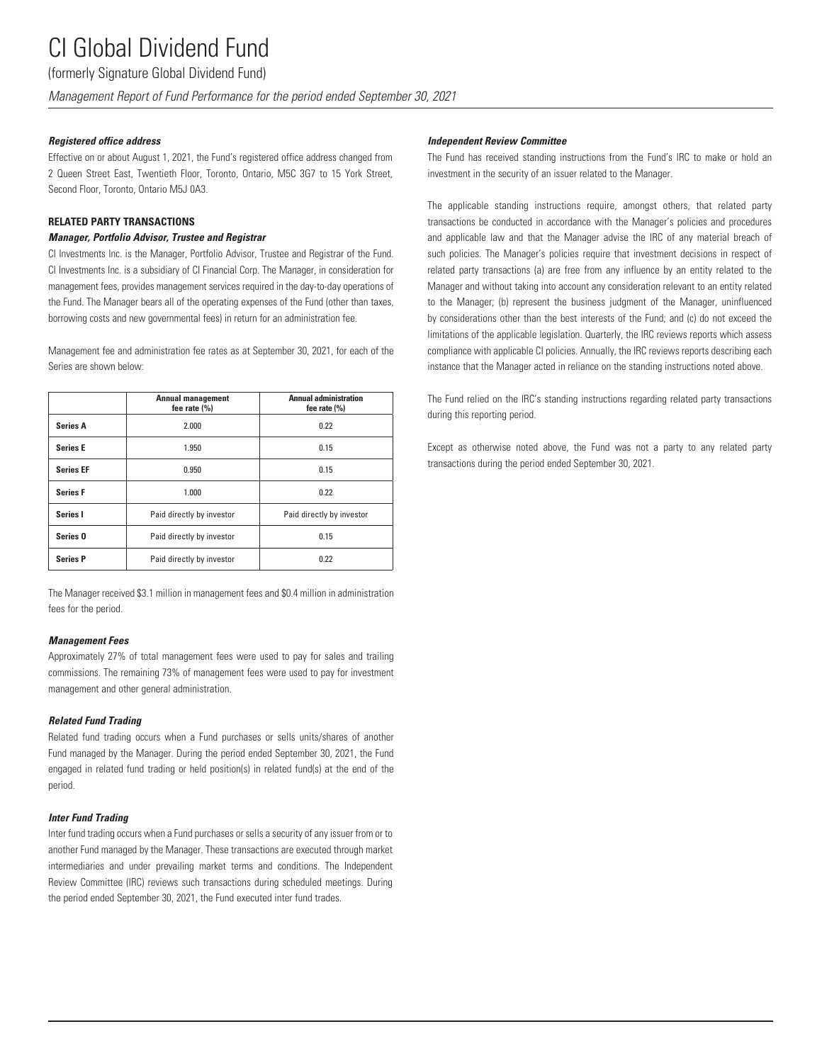**Registered office address**

Effective on or about August 1, 2021, the Fund's registered office address changed from 2 Queen Street East, Twentieth Floor, Toronto, Ontario, M5C 3G7 to 15 York Street, Second Floor, Toronto, Ontario M5J 0A3.

## RELATED PARTY TRANSACTIONS

**Manager, Portfolio Advisor, Trustee and Registrar**

CI Investments Inc. is the Manager, Portfolio Advisor, Trustee and Registrar of the Fund. CI Investments Inc. is a subsidiary of CI Financial Corp. The Manager, in consideration for management fees, provides management services required in the day-to-day operations of the Fund. The Manager bears all of the operating expenses of the Fund (other than taxes, borrowing costs and new governmental fees) in return for an administration fee.

Management fee and administration fee rates as at September 30, 2021, for each of the Series are shown below:

| | Annual management fee rate (%) | Annual administration fee rate (%) |
|---|---|---|
| **Series A** | 2.000 | 0.22 |
| **Series E** | 1.950 | 0.15 |
| **Series EF** | 0.950 | 0.15 |
| **Series F** | 1.000 | 0.22 |
| **Series I** | Paid directly by investor | Paid directly by investor |
| **Series O** | Paid directly by investor | 0.15 |
| **Series P** | Paid directly by investor | 0.22 |

The Manager received $3.1 million in management fees and $0.4 million in administration fees for the period.

**Management Fees**

Approximately 27% of total management fees were used to pay for sales and trailing commissions. The remaining 73% of management fees were used to pay for investment management and other general administration.

**Related Fund Trading**

Related fund trading occurs when a Fund purchases or sells units/shares of another Fund managed by the Manager. During the period ended September 30, 2021, the Fund engaged in related fund trading or held position(s) in related fund(s) at the end of the period.

**Inter Fund Trading**

Inter fund trading occurs when a Fund purchases or sells a security of any issuer from or to another Fund managed by the Manager. These transactions are executed through market intermediaries and under prevailing market terms and conditions. The Independent Review Committee (IRC) reviews such transactions during scheduled meetings. During the period ended September 30, 2021, the Fund executed inter fund trades.

**Independent Review Committee**

The Fund has received standing instructions from the Fund's IRC to make or hold an investment in the security of an issuer related to the Manager.

The applicable standing instructions require, amongst others, that related party transactions be conducted in accordance with the Manager's policies and procedures and applicable law and that the Manager advise the IRC of any material breach of such policies. The Manager's policies require that investment decisions in respect of related party transactions (a) are free from any influence by an entity related to the Manager and without taking into account any consideration relevant to an entity related to the Manager; (b) represent the business judgment of the Manager, uninfluenced by considerations other than the best interests of the Fund; and (c) do not exceed the limitations of the applicable legislation. Quarterly, the IRC reviews reports which assess compliance with applicable CI policies. Annually, the IRC reviews reports describing each instance that the Manager acted in reliance on the standing instructions noted above.

The Fund relied on the IRC's standing instructions regarding related party transactions during this reporting period.

Except as otherwise noted above, the Fund was not a party to any related party transactions during the period ended September 30, 2021.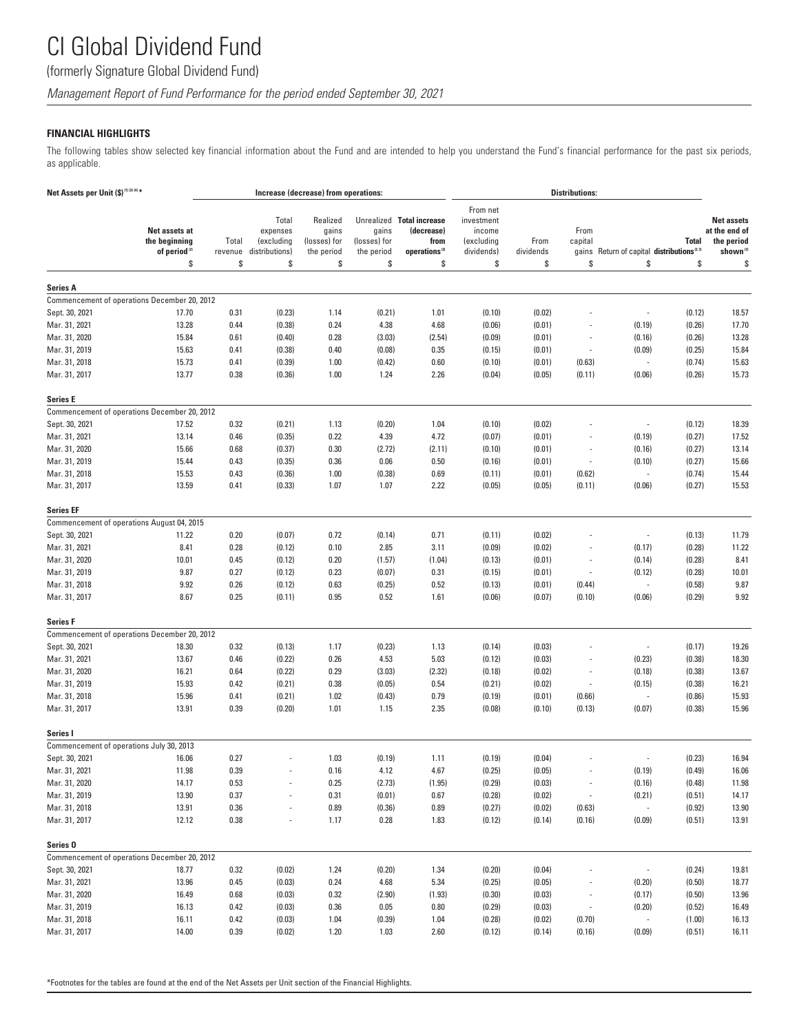# CI Global Dividend Fund

(formerly Signature Global Dividend Fund)

*Management Report of Fund Performance for the period ended September 30, 2021*

### FINANCIAL HIGHLIGHTS

The following tables show selected key financial information about the Fund and are intended to help you understand the Fund's financial performance for the past six periods, as applicable.

| Net Assets per Unit ($)[1][2][4]* | | Increase (decrease) from operations: | | | | | Distributions: | | | | | |
|---|---|---|---|---|---|---|---|---|---|---|---|---|
| | Net assets at the beginning of period[2] | Total revenue | Total expenses (excluding distributions) | Realized gains (losses) for the period | Unrealized gains (losses) for the period | Total increase (decrease) from operations[2] | From net investment income (excluding dividends) | From dividends | From capital gains | Return of capital | Total distributions[2,3] | Net assets at the end of the period shown[2] |
| | $ | $ | $ | $ | $ | $ | $ | $ | $ | $ | $ | $ |
| **Series A** | | | | | | | | | | | | |
| Commencement of operations December 20, 2012 | | | | | | | | | | | | |
| Sept. 30, 2021 | 17.70 | 0.31 | (0.23) | 1.14 | (0.21) | 1.01 | (0.10) | (0.02) | - | - | (0.12) | 18.57 |
| Mar. 31, 2021 | 13.28 | 0.44 | (0.38) | 0.24 | 4.38 | 4.68 | (0.06) | (0.01) | - | (0.19) | (0.26) | 17.70 |
| Mar. 31, 2020 | 15.84 | 0.61 | (0.40) | 0.28 | (3.03) | (2.54) | (0.09) | (0.01) | - | (0.16) | (0.26) | 13.28 |
| Mar. 31, 2019 | 15.63 | 0.41 | (0.38) | 0.40 | (0.08) | 0.35 | (0.15) | (0.01) | - | (0.09) | (0.25) | 15.84 |
| Mar. 31, 2018 | 15.73 | 0.41 | (0.39) | 1.00 | (0.42) | 0.60 | (0.10) | (0.01) | (0.63) | - | (0.74) | 15.63 |
| Mar. 31, 2017 | 13.77 | 0.38 | (0.36) | 1.00 | 1.24 | 2.26 | (0.04) | (0.05) | (0.11) | (0.06) | (0.26) | 15.73 |
| **Series E** | | | | | | | | | | | | |
| Commencement of operations December 20, 2012 | | | | | | | | | | | | |
| Sept. 30, 2021 | 17.52 | 0.32 | (0.21) | 1.13 | (0.20) | 1.04 | (0.10) | (0.02) | - | - | (0.12) | 18.39 |
| Mar. 31, 2021 | 13.14 | 0.46 | (0.35) | 0.22 | 4.39 | 4.72 | (0.07) | (0.01) | - | (0.19) | (0.27) | 17.52 |
| Mar. 31, 2020 | 15.66 | 0.68 | (0.37) | 0.30 | (2.72) | (2.11) | (0.10) | (0.01) | - | (0.16) | (0.27) | 13.14 |
| Mar. 31, 2019 | 15.44 | 0.43 | (0.35) | 0.36 | 0.06 | 0.50 | (0.16) | (0.01) | - | (0.10) | (0.27) | 15.66 |
| Mar. 31, 2018 | 15.53 | 0.43 | (0.36) | 1.00 | (0.38) | 0.69 | (0.11) | (0.01) | (0.62) | - | (0.74) | 15.44 |
| Mar. 31, 2017 | 13.59 | 0.41 | (0.33) | 1.07 | 1.07 | 2.22 | (0.05) | (0.05) | (0.11) | (0.06) | (0.27) | 15.53 |
| **Series EF** | | | | | | | | | | | | |
| Commencement of operations August 04, 2015 | | | | | | | | | | | | |
| Sept. 30, 2021 | 11.22 | 0.20 | (0.07) | 0.72 | (0.14) | 0.71 | (0.11) | (0.02) | - | - | (0.13) | 11.79 |
| Mar. 31, 2021 | 8.41 | 0.28 | (0.12) | 0.10 | 2.85 | 3.11 | (0.09) | (0.02) | - | (0.17) | (0.28) | 11.22 |
| Mar. 31, 2020 | 10.01 | 0.45 | (0.12) | 0.20 | (1.57) | (1.04) | (0.13) | (0.01) | - | (0.14) | (0.28) | 8.41 |
| Mar. 31, 2019 | 9.87 | 0.27 | (0.12) | 0.23 | (0.07) | 0.31 | (0.15) | (0.01) | - | (0.12) | (0.28) | 10.01 |
| Mar. 31, 2018 | 9.92 | 0.26 | (0.12) | 0.63 | (0.25) | 0.52 | (0.13) | (0.01) | (0.44) | - | (0.58) | 9.87 |
| Mar. 31, 2017 | 8.67 | 0.25 | (0.11) | 0.95 | 0.52 | 1.61 | (0.06) | (0.07) | (0.10) | (0.06) | (0.29) | 9.92 |
| **Series F** | | | | | | | | | | | | |
| Commencement of operations December 20, 2012 | | | | | | | | | | | | |
| Sept. 30, 2021 | 18.30 | 0.32 | (0.13) | 1.17 | (0.23) | 1.13 | (0.14) | (0.03) | - | - | (0.17) | 19.26 |
| Mar. 31, 2021 | 13.67 | 0.46 | (0.22) | 0.26 | 4.53 | 5.03 | (0.12) | (0.03) | - | (0.23) | (0.38) | 18.30 |
| Mar. 31, 2020 | 16.21 | 0.64 | (0.22) | 0.29 | (3.03) | (2.32) | (0.18) | (0.02) | - | (0.18) | (0.38) | 13.67 |
| Mar. 31, 2019 | 15.93 | 0.42 | (0.21) | 0.38 | (0.05) | 0.54 | (0.21) | (0.02) | - | (0.15) | (0.38) | 16.21 |
| Mar. 31, 2018 | 15.96 | 0.41 | (0.21) | 1.02 | (0.43) | 0.79 | (0.19) | (0.01) | (0.66) | - | (0.86) | 15.93 |
| Mar. 31, 2017 | 13.91 | 0.39 | (0.20) | 1.01 | 1.15 | 2.35 | (0.08) | (0.10) | (0.13) | (0.07) | (0.38) | 15.96 |
| **Series I** | | | | | | | | | | | | |
| Commencement of operations July 30, 2013 | | | | | | | | | | | | |
| Sept. 30, 2021 | 16.06 | 0.27 | - | 1.03 | (0.19) | 1.11 | (0.19) | (0.04) | - | - | (0.23) | 16.94 |
| Mar. 31, 2021 | 11.98 | 0.39 | - | 0.16 | 4.12 | 4.67 | (0.25) | (0.05) | - | (0.19) | (0.49) | 16.06 |
| Mar. 31, 2020 | 14.17 | 0.53 | - | 0.25 | (2.73) | (1.95) | (0.29) | (0.03) | - | (0.16) | (0.48) | 11.98 |
| Mar. 31, 2019 | 13.90 | 0.37 | - | 0.31 | (0.01) | 0.67 | (0.28) | (0.02) | - | (0.21) | (0.51) | 14.17 |
| Mar. 31, 2018 | 13.91 | 0.36 | - | 0.89 | (0.36) | 0.89 | (0.27) | (0.02) | (0.63) | - | (0.92) | 13.90 |
| Mar. 31, 2017 | 12.12 | 0.38 | - | 1.17 | 0.28 | 1.83 | (0.12) | (0.14) | (0.16) | (0.09) | (0.51) | 13.91 |
| **Series O** | | | | | | | | | | | | |
| Commencement of operations December 20, 2012 | | | | | | | | | | | | |
| Sept. 30, 2021 | 18.77 | 0.32 | (0.02) | 1.24 | (0.20) | 1.34 | (0.20) | (0.04) | - | - | (0.24) | 19.81 |
| Mar. 31, 2021 | 13.96 | 0.45 | (0.03) | 0.24 | 4.68 | 5.34 | (0.25) | (0.05) | - | (0.20) | (0.50) | 18.77 |
| Mar. 31, 2020 | 16.49 | 0.68 | (0.03) | 0.32 | (2.90) | (1.93) | (0.30) | (0.03) | - | (0.17) | (0.50) | 13.96 |
| Mar. 31, 2019 | 16.13 | 0.42 | (0.03) | 0.36 | 0.05 | 0.80 | (0.29) | (0.03) | - | (0.20) | (0.52) | 16.49 |
| Mar. 31, 2018 | 16.11 | 0.42 | (0.03) | 1.04 | (0.39) | 1.04 | (0.28) | (0.02) | (0.70) | - | (1.00) | 16.13 |
| Mar. 31, 2017 | 14.00 | 0.39 | (0.02) | 1.20 | 1.03 | 2.60 | (0.12) | (0.14) | (0.16) | (0.09) | (0.51) | 16.11 |

*Footnotes for the tables are found at the end of the Net Assets per Unit section of the Financial Highlights.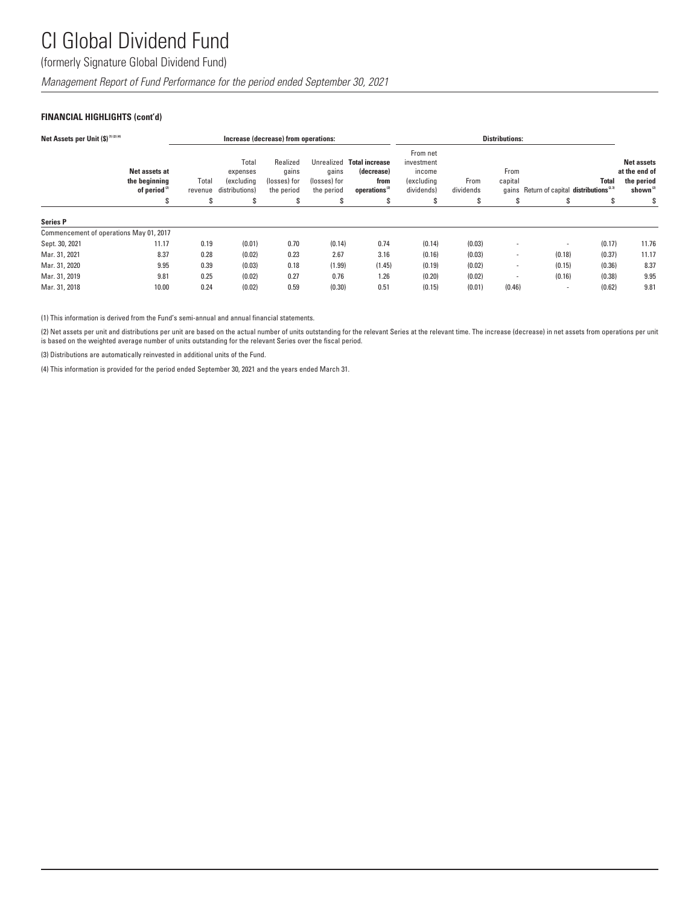# CI Global Dividend Fund

(formerly Signature Global Dividend Fund)

*Management Report of Fund Performance for the period ended September 30, 2021*

### FINANCIAL HIGHLIGHTS (cont'd)

| Net Assets per Unit ($) [1] [2] [4] | | Increase (decrease) from operations: | | | | | Distributions: | | | | | |
|---|---|---|---|---|---|---|---|---|---|---|---|---|
| | Net assets at the beginning of period [2] | Total revenue | Total expenses (excluding distributions) | Realized gains (losses) for the period | Unrealized gains (losses) for the period | Total increase (decrease) from operations [2] | From net investment income (excluding dividends) | From dividends | From capital gains | Return of capital | Total distributions [2, 3] | Net assets at the end of the period shown [2] |
| | $ | $ | $ | $ | $ | $ | $ | $ | $ | $ | $ | $ |
| **Series P** | | | | | | | | | | | | |
| Commencement of operations May 01, 2017 | | | | | | | | | | | | |
| Sept. 30, 2021 | 11.17 | 0.19 | (0.01) | 0.70 | (0.14) | 0.74 | (0.14) | (0.03) | - | - | (0.17) | 11.76 |
| Mar. 31, 2021 | 8.37 | 0.28 | (0.02) | 0.23 | 2.67 | 3.16 | (0.16) | (0.03) | - | (0.18) | (0.37) | 11.17 |
| Mar. 31, 2020 | 9.95 | 0.39 | (0.03) | 0.18 | (1.99) | (1.45) | (0.19) | (0.02) | - | (0.15) | (0.36) | 8.37 |
| Mar. 31, 2019 | 9.81 | 0.25 | (0.02) | 0.27 | 0.76 | 1.26 | (0.20) | (0.02) | - | (0.16) | (0.38) | 9.95 |
| Mar. 31, 2018 | 10.00 | 0.24 | (0.02) | 0.59 | (0.30) | 0.51 | (0.15) | (0.01) | (0.46) | - | (0.62) | 9.81 |

(1) This information is derived from the Fund's semi-annual and annual financial statements.

(2) Net assets per unit and distributions per unit are based on the actual number of units outstanding for the relevant Series at the relevant time. The increase (decrease) in net assets from operations per unit is based on the weighted average number of units outstanding for the relevant Series over the fiscal period.

(3) Distributions are automatically reinvested in additional units of the Fund.

(4) This information is provided for the period ended September 30, 2021 and the years ended March 31.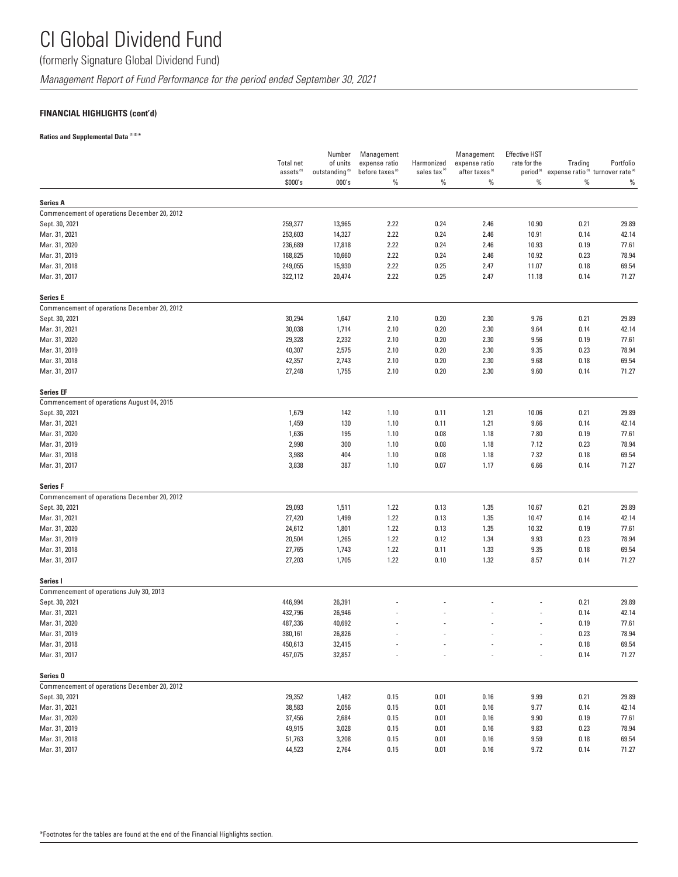# CI Global Dividend Fund

(formerly Signature Global Dividend Fund)

*Management Report of Fund Performance for the period ended September 30, 2021*

**FINANCIAL HIGHLIGHTS (cont'd)**

**Ratios and Supplemental Data [1][5] ***

| | Total net assets[5] | Number of units outstanding[5] | Management expense ratio before taxes[2] | Harmonized sales tax[2] | Management expense ratio after taxes[2] | Effective HST rate for the period[2] | Trading expense ratio[3] | Portfolio turnover rate[4] |
|---|---|---|---|---|---|---|---|---|
| | $000's | 000's | % | % | % | % | % | % |
| **Series A** | | | | | | | | |
| Commencement of operations December 20, 2012 | | | | | | | | |
| Sept. 30, 2021 | 259,377 | 13,965 | 2.22 | 0.24 | 2.46 | 10.90 | 0.21 | 29.89 |
| Mar. 31, 2021 | 253,603 | 14,327 | 2.22 | 0.24 | 2.46 | 10.91 | 0.14 | 42.14 |
| Mar. 31, 2020 | 236,689 | 17,818 | 2.22 | 0.24 | 2.46 | 10.93 | 0.19 | 77.61 |
| Mar. 31, 2019 | 168,825 | 10,660 | 2.22 | 0.24 | 2.46 | 10.92 | 0.23 | 78.94 |
| Mar. 31, 2018 | 249,055 | 15,930 | 2.22 | 0.25 | 2.47 | 11.07 | 0.18 | 69.54 |
| Mar. 31, 2017 | 322,112 | 20,474 | 2.22 | 0.25 | 2.47 | 11.18 | 0.14 | 71.27 |
| **Series E** | | | | | | | | |
| Commencement of operations December 20, 2012 | | | | | | | | |
| Sept. 30, 2021 | 30,294 | 1,647 | 2.10 | 0.20 | 2.30 | 9.76 | 0.21 | 29.89 |
| Mar. 31, 2021 | 30,038 | 1,714 | 2.10 | 0.20 | 2.30 | 9.64 | 0.14 | 42.14 |
| Mar. 31, 2020 | 29,328 | 2,232 | 2.10 | 0.20 | 2.30 | 9.56 | 0.19 | 77.61 |
| Mar. 31, 2019 | 40,307 | 2,575 | 2.10 | 0.20 | 2.30 | 9.35 | 0.23 | 78.94 |
| Mar. 31, 2018 | 42,357 | 2,743 | 2.10 | 0.20 | 2.30 | 9.68 | 0.18 | 69.54 |
| Mar. 31, 2017 | 27,248 | 1,755 | 2.10 | 0.20 | 2.30 | 9.60 | 0.14 | 71.27 |
| **Series EF** | | | | | | | | |
| Commencement of operations August 04, 2015 | | | | | | | | |
| Sept. 30, 2021 | 1,679 | 142 | 1.10 | 0.11 | 1.21 | 10.06 | 0.21 | 29.89 |
| Mar. 31, 2021 | 1,459 | 130 | 1.10 | 0.11 | 1.21 | 9.66 | 0.14 | 42.14 |
| Mar. 31, 2020 | 1,636 | 195 | 1.10 | 0.08 | 1.18 | 7.80 | 0.19 | 77.61 |
| Mar. 31, 2019 | 2,998 | 300 | 1.10 | 0.08 | 1.18 | 7.12 | 0.23 | 78.94 |
| Mar. 31, 2018 | 3,988 | 404 | 1.10 | 0.08 | 1.18 | 7.32 | 0.18 | 69.54 |
| Mar. 31, 2017 | 3,838 | 387 | 1.10 | 0.07 | 1.17 | 6.66 | 0.14 | 71.27 |
| **Series F** | | | | | | | | |
| Commencement of operations December 20, 2012 | | | | | | | | |
| Sept. 30, 2021 | 29,093 | 1,511 | 1.22 | 0.13 | 1.35 | 10.67 | 0.21 | 29.89 |
| Mar. 31, 2021 | 27,420 | 1,499 | 1.22 | 0.13 | 1.35 | 10.47 | 0.14 | 42.14 |
| Mar. 31, 2020 | 24,612 | 1,801 | 1.22 | 0.13 | 1.35 | 10.32 | 0.19 | 77.61 |
| Mar. 31, 2019 | 20,504 | 1,265 | 1.22 | 0.12 | 1.34 | 9.93 | 0.23 | 78.94 |
| Mar. 31, 2018 | 27,765 | 1,743 | 1.22 | 0.11 | 1.33 | 9.35 | 0.18 | 69.54 |
| Mar. 31, 2017 | 27,203 | 1,705 | 1.22 | 0.10 | 1.32 | 8.57 | 0.14 | 71.27 |
| **Series I** | | | | | | | | |
| Commencement of operations July 30, 2013 | | | | | | | | |
| Sept. 30, 2021 | 446,994 | 26,391 | - | - | - | - | 0.21 | 29.89 |
| Mar. 31, 2021 | 432,796 | 26,946 | - | - | - | - | 0.14 | 42.14 |
| Mar. 31, 2020 | 487,336 | 40,692 | - | - | - | - | 0.19 | 77.61 |
| Mar. 31, 2019 | 380,161 | 26,826 | - | - | - | - | 0.23 | 78.94 |
| Mar. 31, 2018 | 450,613 | 32,415 | - | - | - | - | 0.18 | 69.54 |
| Mar. 31, 2017 | 457,075 | 32,857 | - | - | - | - | 0.14 | 71.27 |
| **Series O** | | | | | | | | |
| Commencement of operations December 20, 2012 | | | | | | | | |
| Sept. 30, 2021 | 29,352 | 1,482 | 0.15 | 0.01 | 0.16 | 9.99 | 0.21 | 29.89 |
| Mar. 31, 2021 | 38,583 | 2,056 | 0.15 | 0.01 | 0.16 | 9.77 | 0.14 | 42.14 |
| Mar. 31, 2020 | 37,456 | 2,684 | 0.15 | 0.01 | 0.16 | 9.90 | 0.19 | 77.61 |
| Mar. 31, 2019 | 49,915 | 3,028 | 0.15 | 0.01 | 0.16 | 9.83 | 0.23 | 78.94 |
| Mar. 31, 2018 | 51,763 | 3,208 | 0.15 | 0.01 | 0.16 | 9.59 | 0.18 | 69.54 |
| Mar. 31, 2017 | 44,523 | 2,764 | 0.15 | 0.01 | 0.16 | 9.72 | 0.14 | 71.27 |

*Footnotes for the tables are found at the end of the Financial Highlights section.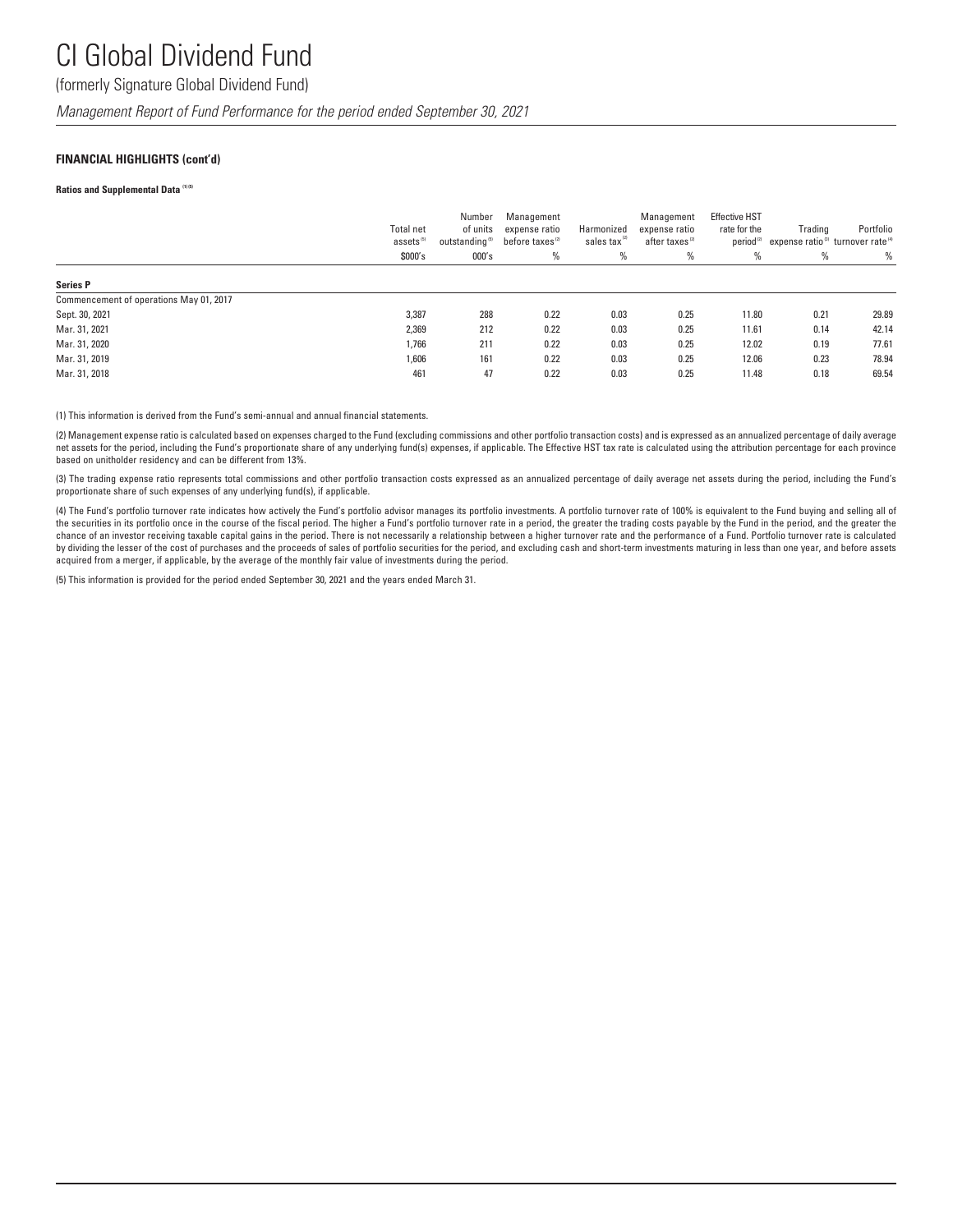# CI Global Dividend Fund

(formerly Signature Global Dividend Fund)

*Management Report of Fund Performance for the period ended September 30, 2021*

**FINANCIAL HIGHLIGHTS (cont'd)**

**Ratios and Supplemental Data** [1][5]

| | Total net assets[5] | Number of units outstanding[5] | Management expense ratio before taxes[2] | Harmonized sales tax[2] | Management expense ratio after taxes[2] | Effective HST rate for the period[2] | Trading expense ratio[3] | Portfolio turnover rate[4] |
|---|---|---|---|---|---|---|---|---|
| | $000's | 000's | % | % | % | % | % | % |
| **Series P** | | | | | | | | |
| Commencement of operations May 01, 2017 | | | | | | | | |
| Sept. 30, 2021 | 3,387 | 288 | 0.22 | 0.03 | 0.25 | 11.80 | 0.21 | 29.89 |
| Mar. 31, 2021 | 2,369 | 212 | 0.22 | 0.03 | 0.25 | 11.61 | 0.14 | 42.14 |
| Mar. 31, 2020 | 1,766 | 211 | 0.22 | 0.03 | 0.25 | 12.02 | 0.19 | 77.61 |
| Mar. 31, 2019 | 1,606 | 161 | 0.22 | 0.03 | 0.25 | 12.06 | 0.23 | 78.94 |
| Mar. 31, 2018 | 461 | 47 | 0.22 | 0.03 | 0.25 | 11.48 | 0.18 | 69.54 |

(1) This information is derived from the Fund's semi-annual and annual financial statements.

(2) Management expense ratio is calculated based on expenses charged to the Fund (excluding commissions and other portfolio transaction costs) and is expressed as an annualized percentage of daily average net assets for the period, including the Fund's proportionate share of any underlying fund(s) expenses, if applicable. The Effective HST tax rate is calculated using the attribution percentage for each province based on unitholder residency and can be different from 13%.

(3) The trading expense ratio represents total commissions and other portfolio transaction costs expressed as an annualized percentage of daily average net assets during the period, including the Fund's proportionate share of such expenses of any underlying fund(s), if applicable.

(4) The Fund's portfolio turnover rate indicates how actively the Fund's portfolio advisor manages its portfolio investments. A portfolio turnover rate of 100% is equivalent to the Fund buying and selling all of the securities in its portfolio once in the course of the fiscal period. The higher a Fund's portfolio turnover rate in a period, the greater the trading costs payable by the Fund in the period, and the greater the chance of an investor receiving taxable capital gains in the period. There is not necessarily a relationship between a higher turnover rate and the performance of a Fund. Portfolio turnover rate is calculated by dividing the lesser of the cost of purchases and the proceeds of sales of portfolio securities for the period, and excluding cash and short-term investments maturing in less than one year, and before assets acquired from a merger, if applicable, by the average of the monthly fair value of investments during the period.

(5) This information is provided for the period ended September 30, 2021 and the years ended March 31.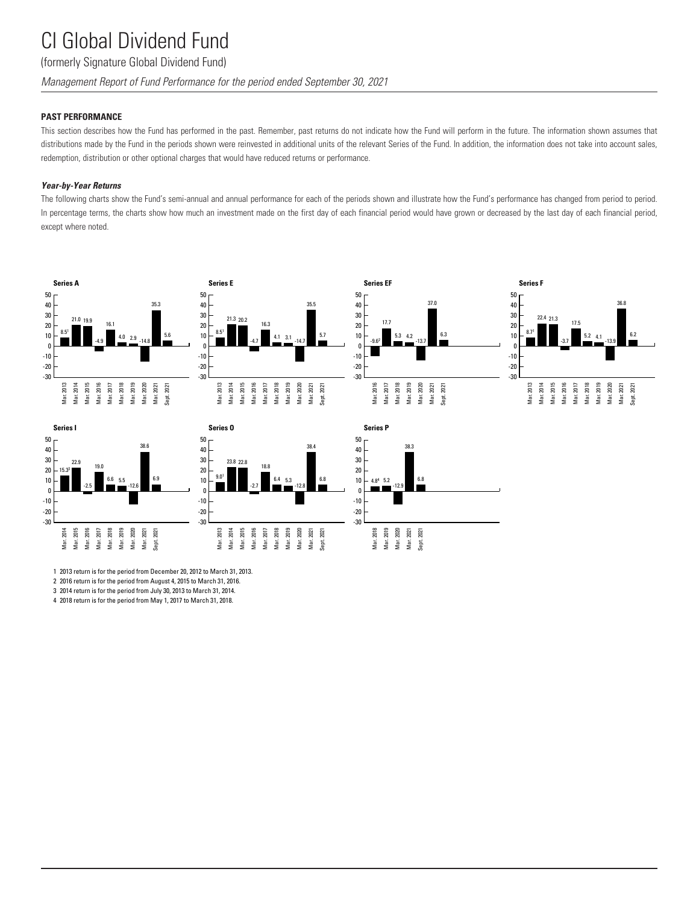# CI Global Dividend Fund

(formerly Signature Global Dividend Fund)

*Management Report of Fund Performance for the period ended September 30, 2021*

## PAST PERFORMANCE

This section describes how the Fund has performed in the past. Remember, past returns do not indicate how the Fund will perform in the future. The information shown assumes that distributions made by the Fund in the periods shown were reinvested in additional units of the relevant Series of the Fund. In addition, the information does not take into account sales, redemption, distribution or other optional charges that would have reduced returns or performance.

### *Year-by-Year Returns*

The following charts show the Fund's semi-annual and annual performance for each of the periods shown and illustrate how the Fund's performance has changed from period to period. In percentage terms, the charts show how much an investment made on the first day of each financial period would have grown or decreased by the last day of each financial period, except where noted.

**Series A**

| Mar. 2013 | Mar. 2014 | Mar. 2015 | Mar. 2016 | Mar. 2017 | Mar. 2018 | Mar. 2019 | Mar. 2020 | Mar. 2021 | Sept. 2021 |
|---|---|---|---|---|---|---|---|---|---|
| 8.5[1] | 21.0 | 19.9 | -4.9 | 16.1 | 4.0 | 2.9 | -14.8 | 35.3 | 5.6 |

**Series E**

| Mar. 2013 | Mar. 2014 | Mar. 2015 | Mar. 2016 | Mar. 2017 | Mar. 2018 | Mar. 2019 | Mar. 2020 | Mar. 2021 | Sept. 2021 |
|---|---|---|---|---|---|---|---|---|---|
| 8.5[1] | 21.3 | 20.2 | -4.7 | 16.3 | 4.1 | 3.1 | -14.7 | 35.5 | 5.7 |

**Series EF**

| Mar. 2016 | Mar. 2017 | Mar. 2018 | Mar. 2019 | Mar. 2020 | Mar. 2021 | Sept. 2021 |
|---|---|---|---|---|---|---|
| -9.6[2] | 17.7 | 5.3 | 4.2 | -13.7 | 37.0 | 6.3 |

**Series F**

| Mar. 2013 | Mar. 2014 | Mar. 2015 | Mar. 2016 | Mar. 2017 | Mar. 2018 | Mar. 2019 | Mar. 2020 | Mar. 2021 | Sept. 2021 |
|---|---|---|---|---|---|---|---|---|---|
| 8.7[1] | 22.4 | 21.3 | -3.7 | 17.5 | 5.2 | 4.1 | -13.9 | 36.8 | 6.2 |

**Series I**

| Mar. 2014 | Mar. 2015 | Mar. 2016 | Mar. 2017 | Mar. 2018 | Mar. 2019 | Mar. 2020 | Mar. 2021 | Sept. 2021 |
|---|---|---|---|---|---|---|---|---|
| 15.3[3] | 22.9 | -2.5 | 19.0 | 6.6 | 5.5 | -12.6 | 38.6 | 6.9 |

**Series O**

| Mar. 2013 | Mar. 2014 | Mar. 2015 | Mar. 2016 | Mar. 2017 | Mar. 2018 | Mar. 2019 | Mar. 2020 | Mar. 2021 | Sept. 2021 |
|---|---|---|---|---|---|---|---|---|---|
| 9.0[1] | 23.8 | 22.8 | -2.7 | 18.8 | 6.4 | 5.3 | -12.8 | 38.4 | 6.8 |

**Series P**

| Mar. 2018 | Mar. 2019 | Mar. 2020 | Mar. 2021 | Sept. 2021 |
|---|---|---|---|---|
| 4.8[4] | 5.2 | -12.9 | 38.3 | 6.8 |

1 2013 return is for the period from December 20, 2012 to March 31, 2013.

2 2016 return is for the period from August 4, 2015 to March 31, 2016.

3 2014 return is for the period from July 30, 2013 to March 31, 2014.

4 2018 return is for the period from May 1, 2017 to March 31, 2018.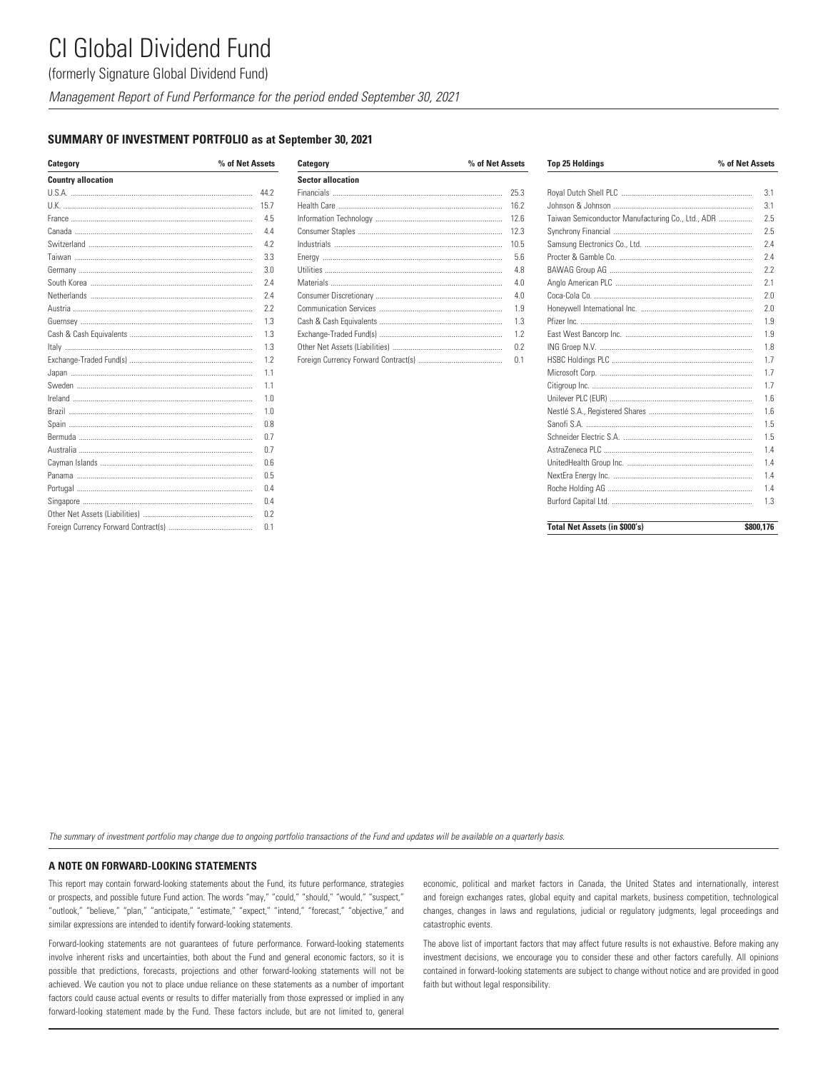# CI Global Dividend Fund

(formerly Signature Global Dividend Fund)

*Management Report of Fund Performance for the period ended September 30, 2021*

## SUMMARY OF INVESTMENT PORTFOLIO as at September 30, 2021

| Category | % of Net Assets |
|---|---|
| **Country allocation** | |
| U.S.A. | 44.2 |
| U.K. | 15.7 |
| France | 4.5 |
| Canada | 4.4 |
| Switzerland | 4.2 |
| Taiwan | 3.3 |
| Germany | 3.0 |
| South Korea | 2.4 |
| Netherlands | 2.4 |
| Austria | 2.2 |
| Guernsey | 1.3 |
| Cash & Cash Equivalents | 1.3 |
| Italy | 1.3 |
| Exchange-Traded Fund(s) | 1.2 |
| Japan | 1.1 |
| Sweden | 1.1 |
| Ireland | 1.0 |
| Brazil | 1.0 |
| Spain | 0.8 |
| Bermuda | 0.7 |
| Australia | 0.7 |
| Cayman Islands | 0.6 |
| Panama | 0.5 |
| Portugal | 0.4 |
| Singapore | 0.4 |
| Other Net Assets (Liabilities) | 0.2 |
| Foreign Currency Forward Contract(s) | 0.1 |

| Category | % of Net Assets |
|---|---|
| **Sector allocation** | |
| Financials | 25.3 |
| Health Care | 16.2 |
| Information Technology | 12.6 |
| Consumer Staples | 12.3 |
| Industrials | 10.5 |
| Energy | 5.6 |
| Utilities | 4.8 |
| Materials | 4.0 |
| Consumer Discretionary | 4.0 |
| Communication Services | 1.9 |
| Cash & Cash Equivalents | 1.3 |
| Exchange-Traded Fund(s) | 1.2 |
| Other Net Assets (Liabilities) | 0.2 |
| Foreign Currency Forward Contract(s) | 0.1 |

| Top 25 Holdings | % of Net Assets |
|---|---|
| Royal Dutch Shell PLC | 3.1 |
| Johnson & Johnson | 3.1 |
| Taiwan Semiconductor Manufacturing Co., Ltd., ADR | 2.5 |
| Synchrony Financial | 2.5 |
| Samsung Electronics Co., Ltd. | 2.4 |
| Procter & Gamble Co. | 2.4 |
| BAWAG Group AG | 2.2 |
| Anglo American PLC | 2.1 |
| Coca-Cola Co. | 2.0 |
| Honeywell International Inc. | 2.0 |
| Pfizer Inc. | 1.9 |
| East West Bancorp Inc. | 1.9 |
| ING Groep N.V. | 1.8 |
| HSBC Holdings PLC | 1.7 |
| Microsoft Corp. | 1.7 |
| Citigroup Inc. | 1.7 |
| Unilever PLC (EUR) | 1.6 |
| Nestlé S.A., Registered Shares | 1.6 |
| Sanofi S.A. | 1.5 |
| Schneider Electric S.A. | 1.5 |
| AstraZeneca PLC | 1.4 |
| UnitedHealth Group Inc. | 1.4 |
| NextEra Energy Inc. | 1.4 |
| Roche Holding AG | 1.4 |
| Burford Capital Ltd. | 1.3 |
| **Total Net Assets (in $000's)** | **$800,176** |

*The summary of investment portfolio may change due to ongoing portfolio transactions of the Fund and updates will be available on a quarterly basis.*

## A NOTE ON FORWARD-LOOKING STATEMENTS

This report may contain forward-looking statements about the Fund, its future performance, strategies or prospects, and possible future Fund action. The words "may," "could," "should," "would," "suspect," "outlook," "believe," "plan," "anticipate," "estimate," "expect," "intend," "forecast," "objective," and similar expressions are intended to identify forward-looking statements.

Forward-looking statements are not guarantees of future performance. Forward-looking statements involve inherent risks and uncertainties, both about the Fund and general economic factors, so it is possible that predictions, forecasts, projections and other forward-looking statements will not be achieved. We caution you not to place undue reliance on these statements as a number of important factors could cause actual events or results to differ materially from those expressed or implied in any forward-looking statement made by the Fund. These factors include, but are not limited to, general economic, political and market factors in Canada, the United States and internationally, interest and foreign exchanges rates, global equity and capital markets, business competition, technological changes, changes in laws and regulations, judicial or regulatory judgments, legal proceedings and catastrophic events.

The above list of important factors that may affect future results is not exhaustive. Before making any investment decisions, we encourage you to consider these and other factors carefully. All opinions contained in forward-looking statements are subject to change without notice and are provided in good faith but without legal responsibility.